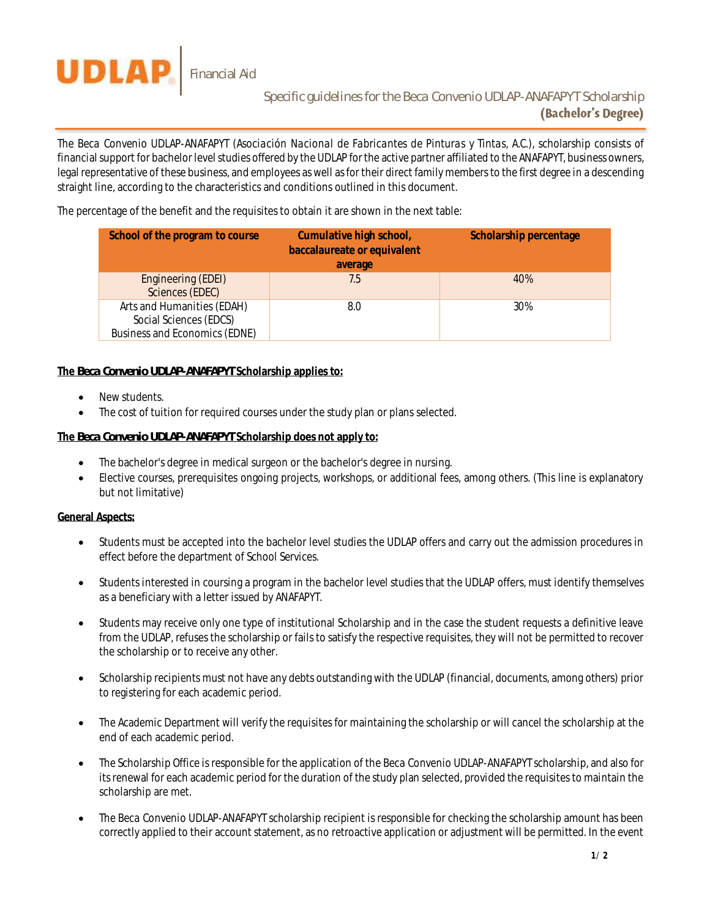Financial Aid

# Specific guidelines for the Beca Convenio UDLAP-ANAFAPYT Scholarship (Bachelor's Degree)

The Beca Convenio UDLAP-ANAFAPYT (*Asociación Nacional de Fabricantes de Pinturas y Tintas, A.C.*), scholarship consists of financial support for bachelor level studies offered by the UDLAP for the active partner affiliated to the ANAFAPYT, business owners, legal representative of these business, and employees as well as for their direct family members to the first degree in a descending straight line, according to the characteristics and conditions outlined in this document.

The percentage of the benefit and the requisites to obtain it are shown in the next table:

| School of the program to course | Cumulative high school, baccalaureate or equivalent average | Scholarship percentage |
|---|---|---|
| Engineering (EDEI)<br>Sciences (EDEC) | 7.5 | 40% |
| Arts and Humanities (EDAH)<br>Social Sciences (EDCS)<br>Business and Economics (EDNE) | 8.0 | 30% |

**The *Beca Convenio UDLAP-ANAFAPYT* Scholarship applies to:**

- New students.
- The cost of tuition for required courses under the study plan or plans selected.

**The *Beca Convenio UDLAP-ANAFAPYT* Scholarship does not apply to:**

- The bachelor's degree in medical surgeon or the bachelor's degree in nursing.
- Elective courses, prerequisites ongoing projects, workshops, or additional fees, among others. (This line is explanatory but not limitative)

**General Aspects:**

- Students must be accepted into the bachelor level studies the UDLAP offers and carry out the admission procedures in effect before the department of School Services.
- Students interested in coursing a program in the bachelor level studies that the UDLAP offers, must identify themselves as a beneficiary with a letter issued by ANAFAPYT.
- Students may receive only one type of institutional Scholarship and in the case the student requests a definitive leave from the UDLAP, refuses the scholarship or fails to satisfy the respective requisites, they will not be permitted to recover the scholarship or to receive any other.
- Scholarship recipients must not have any debts outstanding with the UDLAP (financial, documents, among others) prior to registering for each academic period.
- The Academic Department will verify the requisites for maintaining the scholarship or will cancel the scholarship at the end of each academic period.
- The Scholarship Office is responsible for the application of the Beca Convenio UDLAP-ANAFAPYT scholarship, and also for its renewal for each academic period for the duration of the study plan selected, provided the requisites to maintain the scholarship are met.
- The Beca Convenio UDLAP-ANAFAPYT scholarship recipient is responsible for checking the scholarship amount has been correctly applied to their account statement, as no retroactive application or adjustment will be permitted. In the event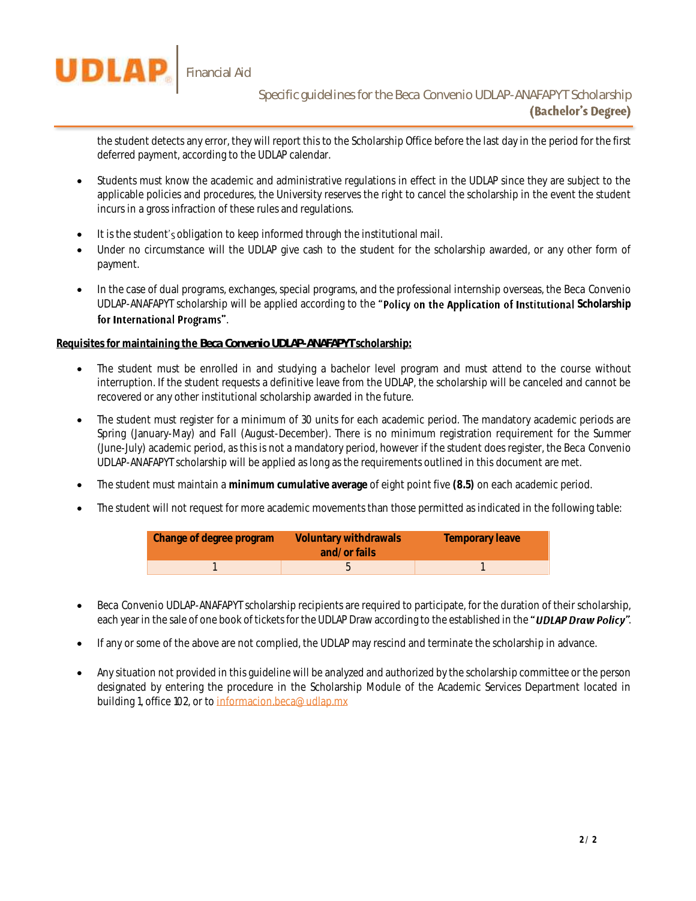the student detects any error, they will report this to the Scholarship Office before the last day in the period for the first deferred payment, according to the UDLAP calendar.

- Students must know the academic and administrative regulations in effect in the UDLAP since they are subject to the applicable policies and procedures, the University reserves the right to cancel the scholarship in the event the student incurs in a gross infraction of these rules and regulations.
- It is the student's obligation to keep informed through the institutional mail.
- Under no circumstance will the UDLAP give cash to the student for the scholarship awarded, or any other form of payment.
- In the case of dual programs, exchanges, special programs, and the professional internship overseas, the Beca Convenio UDLAP-ANAFAPYT scholarship will be applied according to the "**Policy on the Application of Institutional Scholarship for International Programs**".

**Requisites for maintaining the *Beca Convenio UDLAP-ANAFAPYT* scholarship:**

- The student must be enrolled in and studying a bachelor level program and must attend to the course without interruption. If the student requests a definitive leave from the UDLAP, the scholarship will be canceled and cannot be recovered or any other institutional scholarship awarded in the future.
- The student must register for a minimum of 30 units for each academic period. The mandatory academic periods are Spring (January-May) and Fall (August-December). There is no minimum registration requirement for the Summer (June-July) academic period, as this is not a mandatory period, however if the student does register, the Beca Convenio UDLAP-ANAFAPYT scholarship will be applied as long as the requirements outlined in this document are met.
- The student must maintain a **minimum cumulative average** of eight point five **(8.5)** on each academic period.
- The student will not request for more academic movements than those permitted as indicated in the following table:

| Change of degree program | Voluntary withdrawals and/or fails | Temporary leave |
|---|---|---|
| 1 | 5 | 1 |

- Beca Convenio UDLAP-ANAFAPYT scholarship recipients are required to participate, for the duration of their scholarship, each year in the sale of one book of tickets for the UDLAP Draw according to the established in the "***UDLAP Draw Policy***".
- If any or some of the above are not complied, the UDLAP may rescind and terminate the scholarship in advance.
- Any situation not provided in this guideline will be analyzed and authorized by the scholarship committee or the person designated by entering the procedure in the Scholarship Module of the Academic Services Department located in building 1, office 102, or to informacion.beca@udlap.mx